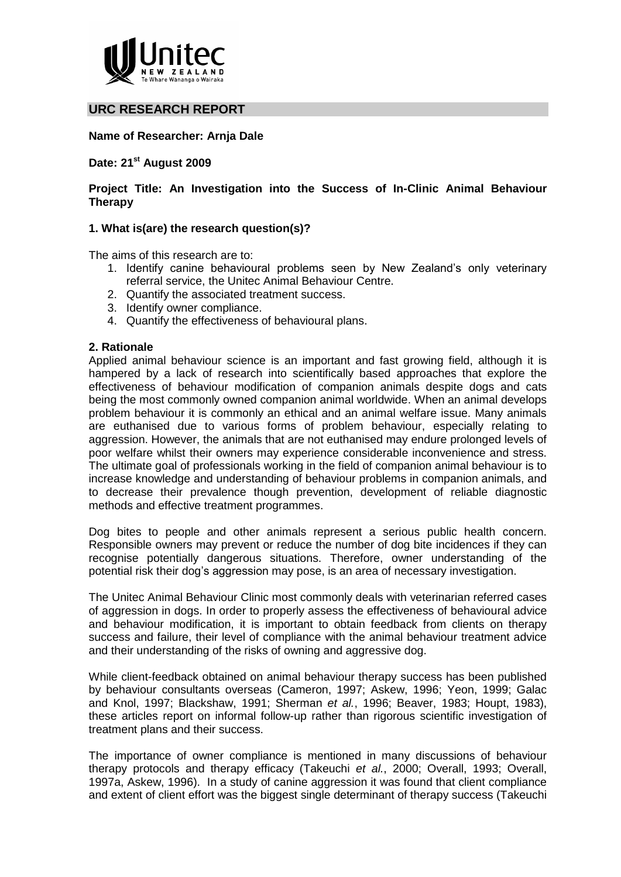## URC RESEARCH REPORT

**Name of Researcher: Arnja Dale**

**Date: 21st August 2009**

**Project Title: An Investigation into the Success of In-Clinic Animal Behaviour Therapy**

### 1. What is(are) the research question(s)?

The aims of this research are to:

1. Identify canine behavioural problems seen by New Zealand's only veterinary referral service, the Unitec Animal Behaviour Centre.
2. Quantify the associated treatment success.
3. Identify owner compliance.
4. Quantify the effectiveness of behavioural plans.

### 2. Rationale

Applied animal behaviour science is an important and fast growing field, although it is hampered by a lack of research into scientifically based approaches that explore the effectiveness of behaviour modification of companion animals despite dogs and cats being the most commonly owned companion animal worldwide. When an animal develops problem behaviour it is commonly an ethical and an animal welfare issue. Many animals are euthanised due to various forms of problem behaviour, especially relating to aggression. However, the animals that are not euthanised may endure prolonged levels of poor welfare whilst their owners may experience considerable inconvenience and stress. The ultimate goal of professionals working in the field of companion animal behaviour is to increase knowledge and understanding of behaviour problems in companion animals, and to decrease their prevalence though prevention, development of reliable diagnostic methods and effective treatment programmes.

Dog bites to people and other animals represent a serious public health concern. Responsible owners may prevent or reduce the number of dog bite incidences if they can recognise potentially dangerous situations. Therefore, owner understanding of the potential risk their dog's aggression may pose, is an area of necessary investigation.

The Unitec Animal Behaviour Clinic most commonly deals with veterinarian referred cases of aggression in dogs. In order to properly assess the effectiveness of behavioural advice and behaviour modification, it is important to obtain feedback from clients on therapy success and failure, their level of compliance with the animal behaviour treatment advice and their understanding of the risks of owning and aggressive dog.

While client-feedback obtained on animal behaviour therapy success has been published by behaviour consultants overseas (Cameron, 1997; Askew, 1996; Yeon, 1999; Galac and Knol, 1997; Blackshaw, 1991; Sherman *et al.*, 1996; Beaver, 1983; Houpt, 1983), these articles report on informal follow-up rather than rigorous scientific investigation of treatment plans and their success.

The importance of owner compliance is mentioned in many discussions of behaviour therapy protocols and therapy efficacy (Takeuchi *et al.*, 2000; Overall, 1993; Overall, 1997a, Askew, 1996). In a study of canine aggression it was found that client compliance and extent of client effort was the biggest single determinant of therapy success (Takeuchi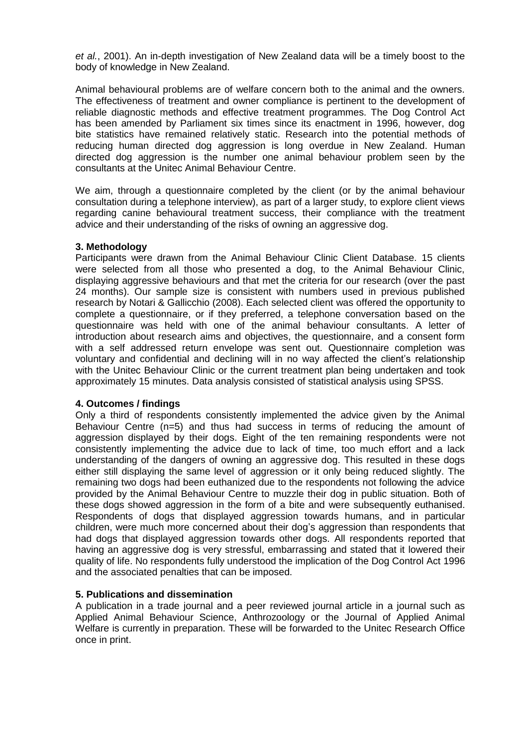*et al.*, 2001). An in-depth investigation of New Zealand data will be a timely boost to the body of knowledge in New Zealand.

Animal behavioural problems are of welfare concern both to the animal and the owners. The effectiveness of treatment and owner compliance is pertinent to the development of reliable diagnostic methods and effective treatment programmes. The Dog Control Act has been amended by Parliament six times since its enactment in 1996, however, dog bite statistics have remained relatively static. Research into the potential methods of reducing human directed dog aggression is long overdue in New Zealand. Human directed dog aggression is the number one animal behaviour problem seen by the consultants at the Unitec Animal Behaviour Centre.

We aim, through a questionnaire completed by the client (or by the animal behaviour consultation during a telephone interview), as part of a larger study, to explore client views regarding canine behavioural treatment success, their compliance with the treatment advice and their understanding of the risks of owning an aggressive dog.

**3. Methodology**

Participants were drawn from the Animal Behaviour Clinic Client Database. 15 clients were selected from all those who presented a dog, to the Animal Behaviour Clinic, displaying aggressive behaviours and that met the criteria for our research (over the past 24 months). Our sample size is consistent with numbers used in previous published research by Notari & Gallicchio (2008). Each selected client was offered the opportunity to complete a questionnaire, or if they preferred, a telephone conversation based on the questionnaire was held with one of the animal behaviour consultants. A letter of introduction about research aims and objectives, the questionnaire, and a consent form with a self addressed return envelope was sent out. Questionnaire completion was voluntary and confidential and declining will in no way affected the client's relationship with the Unitec Behaviour Clinic or the current treatment plan being undertaken and took approximately 15 minutes. Data analysis consisted of statistical analysis using SPSS.

**4. Outcomes / findings**

Only a third of respondents consistently implemented the advice given by the Animal Behaviour Centre (n=5) and thus had success in terms of reducing the amount of aggression displayed by their dogs. Eight of the ten remaining respondents were not consistently implementing the advice due to lack of time, too much effort and a lack understanding of the dangers of owning an aggressive dog. This resulted in these dogs either still displaying the same level of aggression or it only being reduced slightly. The remaining two dogs had been euthanized due to the respondents not following the advice provided by the Animal Behaviour Centre to muzzle their dog in public situation. Both of these dogs showed aggression in the form of a bite and were subsequently euthanised. Respondents of dogs that displayed aggression towards humans, and in particular children, were much more concerned about their dog's aggression than respondents that had dogs that displayed aggression towards other dogs. All respondents reported that having an aggressive dog is very stressful, embarrassing and stated that it lowered their quality of life. No respondents fully understood the implication of the Dog Control Act 1996 and the associated penalties that can be imposed.

**5. Publications and dissemination**

A publication in a trade journal and a peer reviewed journal article in a journal such as Applied Animal Behaviour Science, Anthrozoology or the Journal of Applied Animal Welfare is currently in preparation. These will be forwarded to the Unitec Research Office once in print.